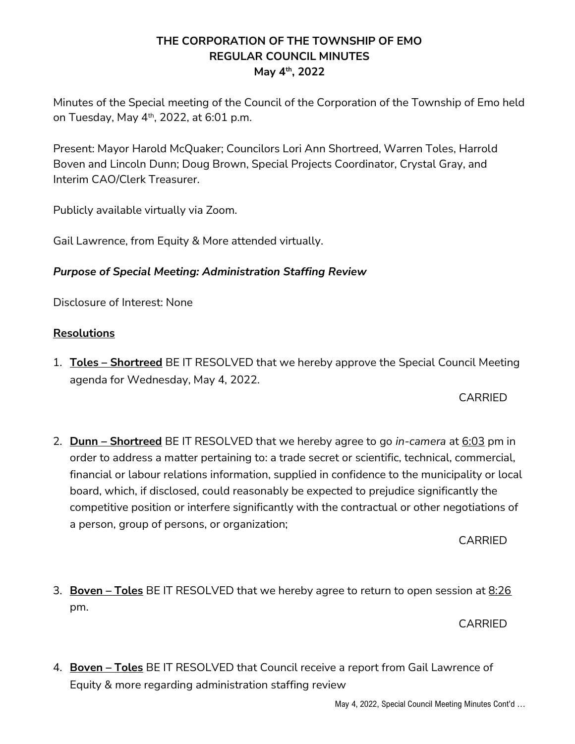# THE CORPORATION OF THE TOWNSHIP OF EMO
## REGULAR COUNCIL MINUTES
### May 4th, 2022

Minutes of the Special meeting of the Council of the Corporation of the Township of Emo held on Tuesday, May 4th, 2022, at 6:01 p.m.

Present: Mayor Harold McQuaker; Councilors Lori Ann Shortreed, Warren Toles, Harrold Boven and Lincoln Dunn; Doug Brown, Special Projects Coordinator, Crystal Gray, and Interim CAO/Clerk Treasurer.

Publicly available virtually via Zoom.

Gail Lawrence, from Equity & More attended virtually.

***Purpose of Special Meeting: Administration Staffing Review***

Disclosure of Interest: None

**Resolutions**

1. **Toles – Shortreed** BE IT RESOLVED that we hereby approve the Special Council Meeting agenda for Wednesday, May 4, 2022.

   CARRIED

2. **Dunn – Shortreed** BE IT RESOLVED that we hereby agree to go *in-camera* at 6:03 pm in order to address a matter pertaining to: a trade secret or scientific, technical, commercial, financial or labour relations information, supplied in confidence to the municipality or local board, which, if disclosed, could reasonably be expected to prejudice significantly the competitive position or interfere significantly with the contractual or other negotiations of a person, group of persons, or organization;

   CARRIED

3. **Boven – Toles** BE IT RESOLVED that we hereby agree to return to open session at 8:26 pm.

   CARRIED

4. **Boven – Toles** BE IT RESOLVED that Council receive a report from Gail Lawrence of Equity & more regarding administration staffing review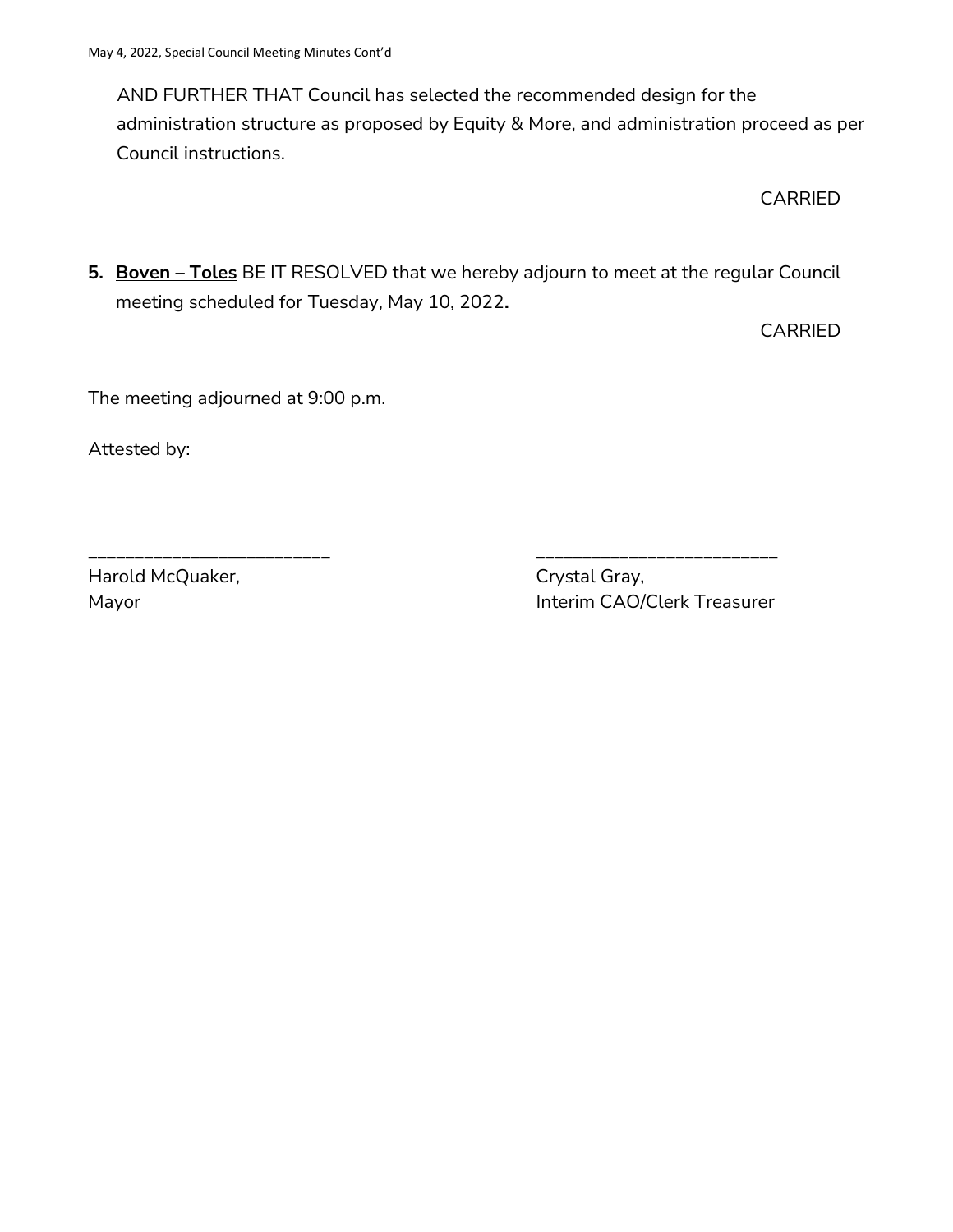AND FURTHER THAT Council has selected the recommended design for the administration structure as proposed by Equity & More, and administration proceed as per Council instructions.

CARRIED

5. **<u>Boven – Toles</u>** BE IT RESOLVED that we hereby adjourn to meet at the regular Council meeting scheduled for Tuesday, May 10, 2022**.**

CARRIED

The meeting adjourned at 9:00 p.m.

Attested by:

| | |
|---|---|
| ______________________________ | ______________________________ |
| Harold McQuaker, | Crystal Gray, |
| Mayor | Interim CAO/Clerk Treasurer |